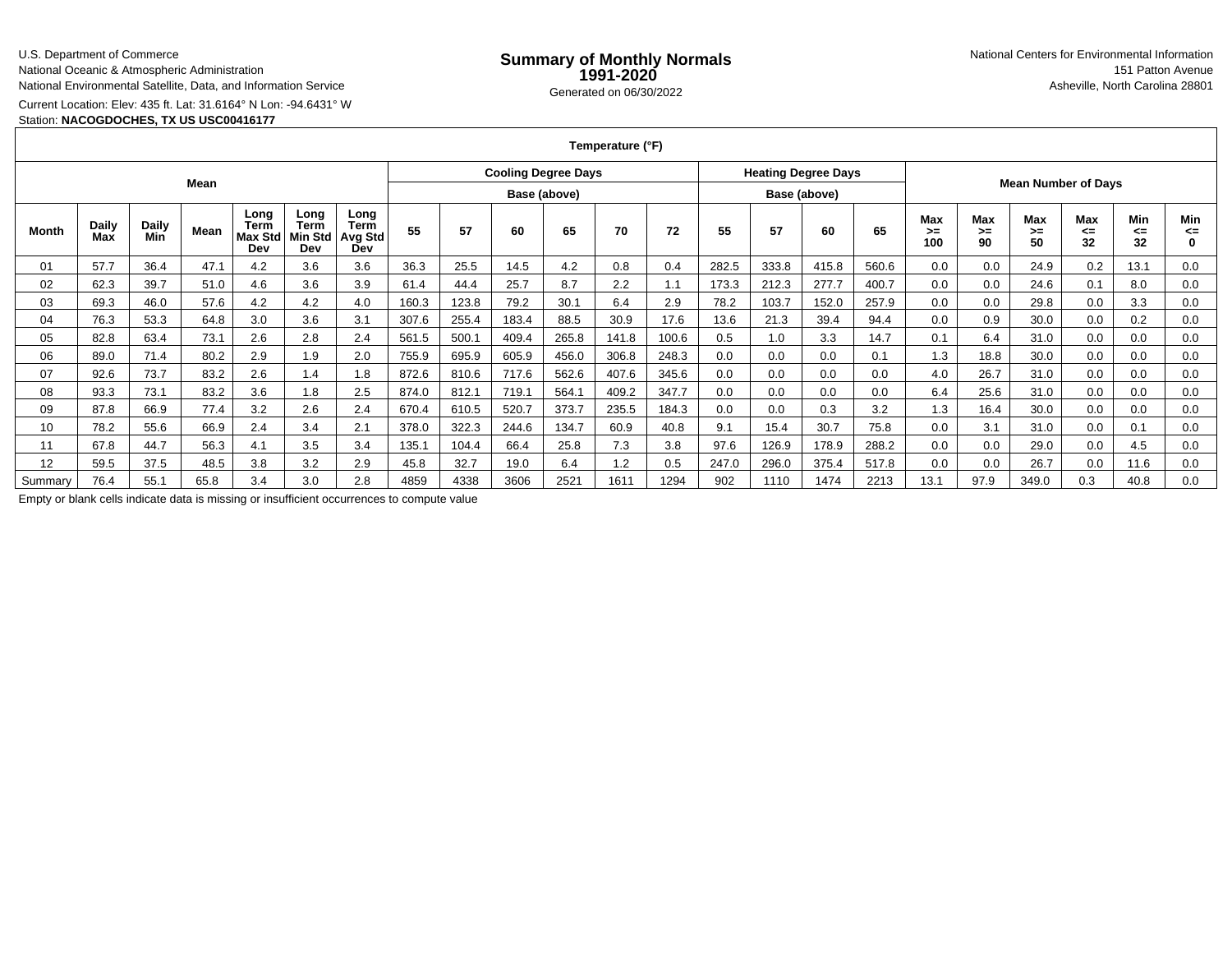U.S. Department of Commerce
National Oceanic & Atmospheric Administration
National Environmental Satellite, Data, and Information Service

# Summary of Monthly Normals 1991-2020

Generated on 06/30/2022

National Centers for Environmental Information
151 Patton Avenue
Asheville, North Carolina 28801

Current Location: Elev: 435 ft. Lat: 31.6164° N Lon: -94.6431° W
Station: **NACOGDOCHES, TX US USC00416177**

| Temperature (°F) | | | | | | | | | | | | | | | | | | | | | | | | | |
|---|---|---|---|---|---|---|---|---|---|---|---|---|---|---|---|---|---|---|---|---|---|---|---|---|---|
| Mean | | | | | | | Cooling Degree Days Base (above) | | | | | | Heating Degree Days Base (above) | | | | Mean Number of Days | | | | | |
| Month | Daily Max | Daily Min | Mean | Long Term Max Std Dev | Long Term Min Std Dev | Long Term Avg Std Dev | 55 | 57 | 60 | 65 | 70 | 72 | 55 | 57 | 60 | 65 | Max >= 100 | Max >= 90 | Max >= 50 | Max <= 32 | Min <= 32 | Min <= 0 |
| 01 | 57.7 | 36.4 | 47.1 | 4.2 | 3.6 | 3.6 | 36.3 | 25.5 | 14.5 | 4.2 | 0.8 | 0.4 | 282.5 | 333.8 | 415.8 | 560.6 | 0.0 | 0.0 | 24.9 | 0.2 | 13.1 | 0.0 |
| 02 | 62.3 | 39.7 | 51.0 | 4.6 | 3.6 | 3.9 | 61.4 | 44.4 | 25.7 | 8.7 | 2.2 | 1.1 | 173.3 | 212.3 | 277.7 | 400.7 | 0.0 | 0.0 | 24.6 | 0.1 | 8.0 | 0.0 |
| 03 | 69.3 | 46.0 | 57.6 | 4.2 | 4.2 | 4.0 | 160.3 | 123.8 | 79.2 | 30.1 | 6.4 | 2.9 | 78.2 | 103.7 | 152.0 | 257.9 | 0.0 | 0.0 | 29.8 | 0.0 | 3.3 | 0.0 |
| 04 | 76.3 | 53.3 | 64.8 | 3.0 | 3.6 | 3.1 | 307.6 | 255.4 | 183.4 | 88.5 | 30.9 | 17.6 | 13.6 | 21.3 | 39.4 | 94.4 | 0.0 | 0.9 | 30.0 | 0.0 | 0.2 | 0.0 |
| 05 | 82.8 | 63.4 | 73.1 | 2.6 | 2.8 | 2.4 | 561.5 | 500.1 | 409.4 | 265.8 | 141.8 | 100.6 | 0.5 | 1.0 | 3.3 | 14.7 | 0.1 | 6.4 | 31.0 | 0.0 | 0.0 | 0.0 |
| 06 | 89.0 | 71.4 | 80.2 | 2.9 | 1.9 | 2.0 | 755.9 | 695.9 | 605.9 | 456.0 | 306.8 | 248.3 | 0.0 | 0.0 | 0.0 | 0.1 | 1.3 | 18.8 | 30.0 | 0.0 | 0.0 | 0.0 |
| 07 | 92.6 | 73.7 | 83.2 | 2.6 | 1.4 | 1.8 | 872.6 | 810.6 | 717.6 | 562.6 | 407.6 | 345.6 | 0.0 | 0.0 | 0.0 | 0.0 | 4.0 | 26.7 | 31.0 | 0.0 | 0.0 | 0.0 |
| 08 | 93.3 | 73.1 | 83.2 | 3.6 | 1.8 | 2.5 | 874.0 | 812.1 | 719.1 | 564.1 | 409.2 | 347.7 | 0.0 | 0.0 | 0.0 | 0.0 | 6.4 | 25.6 | 31.0 | 0.0 | 0.0 | 0.0 |
| 09 | 87.8 | 66.9 | 77.4 | 3.2 | 2.6 | 2.4 | 670.4 | 610.5 | 520.7 | 373.7 | 235.5 | 184.3 | 0.0 | 0.0 | 0.3 | 3.2 | 1.3 | 16.4 | 30.0 | 0.0 | 0.0 | 0.0 |
| 10 | 78.2 | 55.6 | 66.9 | 2.4 | 3.4 | 2.1 | 378.0 | 322.3 | 244.6 | 134.7 | 60.9 | 40.8 | 9.1 | 15.4 | 30.7 | 75.8 | 0.0 | 3.1 | 31.0 | 0.0 | 0.1 | 0.0 |
| 11 | 67.8 | 44.7 | 56.3 | 4.1 | 3.5 | 3.4 | 135.1 | 104.4 | 66.4 | 25.8 | 7.3 | 3.8 | 97.6 | 126.9 | 178.9 | 288.2 | 0.0 | 0.0 | 29.0 | 0.0 | 4.5 | 0.0 |
| 12 | 59.5 | 37.5 | 48.5 | 3.8 | 3.2 | 2.9 | 45.8 | 32.7 | 19.0 | 6.4 | 1.2 | 0.5 | 247.0 | 296.0 | 375.4 | 517.8 | 0.0 | 0.0 | 26.7 | 0.0 | 11.6 | 0.0 |
| Summary | 76.4 | 55.1 | 65.8 | 3.4 | 3.0 | 2.8 | 4859 | 4338 | 3606 | 2521 | 1611 | 1294 | 902 | 1110 | 1474 | 2213 | 13.1 | 97.9 | 349.0 | 0.3 | 40.8 | 0.0 |

Empty or blank cells indicate data is missing or insufficient occurrences to compute value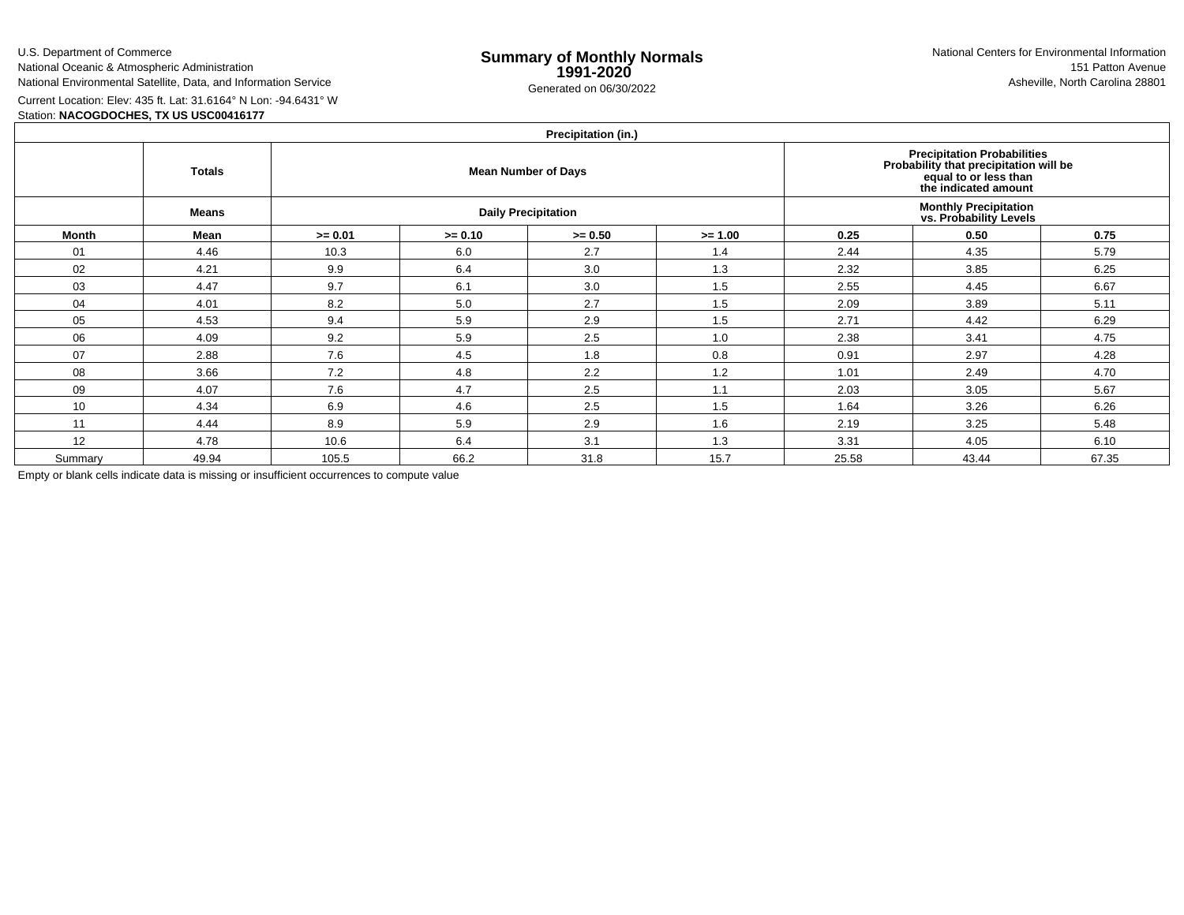U.S. Department of Commerce
National Oceanic & Atmospheric Administration
National Environmental Satellite, Data, and Information Service

# Summary of Monthly Normals 1991-2020

Generated on 06/30/2022

National Centers for Environmental Information
151 Patton Avenue
Asheville, North Carolina 28801

Current Location: Elev: 435 ft. Lat: 31.6164° N Lon: -94.6431° W
Station: **NACOGDOCHES, TX US USC00416177**

| Precipitation (in.) | | | | | | | | |
|---|---|---|---|---|---|---|---|---|
| | **Totals** | **Mean Number of Days** | | | | **Precipitation Probabilities Probability that precipitation will be equal to or less than the indicated amount** | | |
| | **Means** | **Daily Precipitation** | | | | **Monthly Precipitation vs. Probability Levels** | | |
| **Month** | **Mean** | **>= 0.01** | **>= 0.10** | **>= 0.50** | **>= 1.00** | **0.25** | **0.50** | **0.75** |
| 01 | 4.46 | 10.3 | 6.0 | 2.7 | 1.4 | 2.44 | 4.35 | 5.79 |
| 02 | 4.21 | 9.9 | 6.4 | 3.0 | 1.3 | 2.32 | 3.85 | 6.25 |
| 03 | 4.47 | 9.7 | 6.1 | 3.0 | 1.5 | 2.55 | 4.45 | 6.67 |
| 04 | 4.01 | 8.2 | 5.0 | 2.7 | 1.5 | 2.09 | 3.89 | 5.11 |
| 05 | 4.53 | 9.4 | 5.9 | 2.9 | 1.5 | 2.71 | 4.42 | 6.29 |
| 06 | 4.09 | 9.2 | 5.9 | 2.5 | 1.0 | 2.38 | 3.41 | 4.75 |
| 07 | 2.88 | 7.6 | 4.5 | 1.8 | 0.8 | 0.91 | 2.97 | 4.28 |
| 08 | 3.66 | 7.2 | 4.8 | 2.2 | 1.2 | 1.01 | 2.49 | 4.70 |
| 09 | 4.07 | 7.6 | 4.7 | 2.5 | 1.1 | 2.03 | 3.05 | 5.67 |
| 10 | 4.34 | 6.9 | 4.6 | 2.5 | 1.5 | 1.64 | 3.26 | 6.26 |
| 11 | 4.44 | 8.9 | 5.9 | 2.9 | 1.6 | 2.19 | 3.25 | 5.48 |
| 12 | 4.78 | 10.6 | 6.4 | 3.1 | 1.3 | 3.31 | 4.05 | 6.10 |
| Summary | 49.94 | 105.5 | 66.2 | 31.8 | 15.7 | 25.58 | 43.44 | 67.35 |

Empty or blank cells indicate data is missing or insufficient occurrences to compute value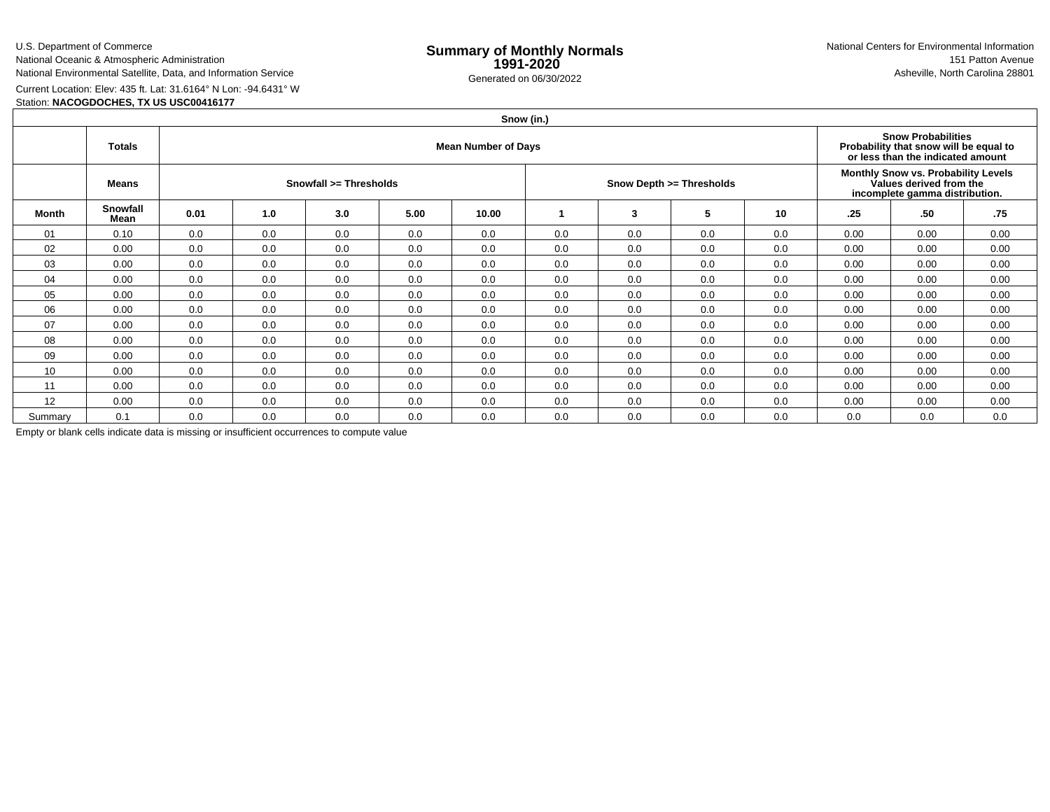U.S. Department of Commerce
National Oceanic & Atmospheric Administration
National Environmental Satellite, Data, and Information Service

# Summary of Monthly Normals
## 1991-2020

Generated on 06/30/2022

National Centers for Environmental Information
151 Patton Avenue
Asheville, North Carolina 28801

Current Location: Elev: 435 ft. Lat: 31.6164° N Lon: -94.6431° W
Station: **NACOGDOCHES, TX US USC00416177**

| Snow (in.) | | | | | | | | | | | | |
|---|---|---|---|---|---|---|---|---|---|---|---|---|
| | **Totals** | **Mean Number of Days** | | | | | | | | **Snow Probabilities Probability that snow will be equal to or less than the indicated amount** | | |
| | **Means** | **Snowfall >= Thresholds** | | | | | **Snow Depth >= Thresholds** | | | **Monthly Snow vs. Probability Levels Values derived from the incomplete gamma distribution.** | | |
| **Month** | **Snowfall Mean** | **0.01** | **1.0** | **3.0** | **5.00** | **10.00** | **1** | **3** | **5** | **10** | **.25** | **.50** | **.75** |
| 01 | 0.10 | 0.0 | 0.0 | 0.0 | 0.0 | 0.0 | 0.0 | 0.0 | 0.0 | 0.0 | 0.00 | 0.00 | 0.00 |
| 02 | 0.00 | 0.0 | 0.0 | 0.0 | 0.0 | 0.0 | 0.0 | 0.0 | 0.0 | 0.0 | 0.00 | 0.00 | 0.00 |
| 03 | 0.00 | 0.0 | 0.0 | 0.0 | 0.0 | 0.0 | 0.0 | 0.0 | 0.0 | 0.0 | 0.00 | 0.00 | 0.00 |
| 04 | 0.00 | 0.0 | 0.0 | 0.0 | 0.0 | 0.0 | 0.0 | 0.0 | 0.0 | 0.0 | 0.00 | 0.00 | 0.00 |
| 05 | 0.00 | 0.0 | 0.0 | 0.0 | 0.0 | 0.0 | 0.0 | 0.0 | 0.0 | 0.0 | 0.00 | 0.00 | 0.00 |
| 06 | 0.00 | 0.0 | 0.0 | 0.0 | 0.0 | 0.0 | 0.0 | 0.0 | 0.0 | 0.0 | 0.00 | 0.00 | 0.00 |
| 07 | 0.00 | 0.0 | 0.0 | 0.0 | 0.0 | 0.0 | 0.0 | 0.0 | 0.0 | 0.0 | 0.00 | 0.00 | 0.00 |
| 08 | 0.00 | 0.0 | 0.0 | 0.0 | 0.0 | 0.0 | 0.0 | 0.0 | 0.0 | 0.0 | 0.00 | 0.00 | 0.00 |
| 09 | 0.00 | 0.0 | 0.0 | 0.0 | 0.0 | 0.0 | 0.0 | 0.0 | 0.0 | 0.0 | 0.00 | 0.00 | 0.00 |
| 10 | 0.00 | 0.0 | 0.0 | 0.0 | 0.0 | 0.0 | 0.0 | 0.0 | 0.0 | 0.0 | 0.00 | 0.00 | 0.00 |
| 11 | 0.00 | 0.0 | 0.0 | 0.0 | 0.0 | 0.0 | 0.0 | 0.0 | 0.0 | 0.0 | 0.00 | 0.00 | 0.00 |
| 12 | 0.00 | 0.0 | 0.0 | 0.0 | 0.0 | 0.0 | 0.0 | 0.0 | 0.0 | 0.0 | 0.00 | 0.00 | 0.00 |
| Summary | 0.1 | 0.0 | 0.0 | 0.0 | 0.0 | 0.0 | 0.0 | 0.0 | 0.0 | 0.0 | 0.0 | 0.0 | 0.0 |

Empty or blank cells indicate data is missing or insufficient occurrences to compute value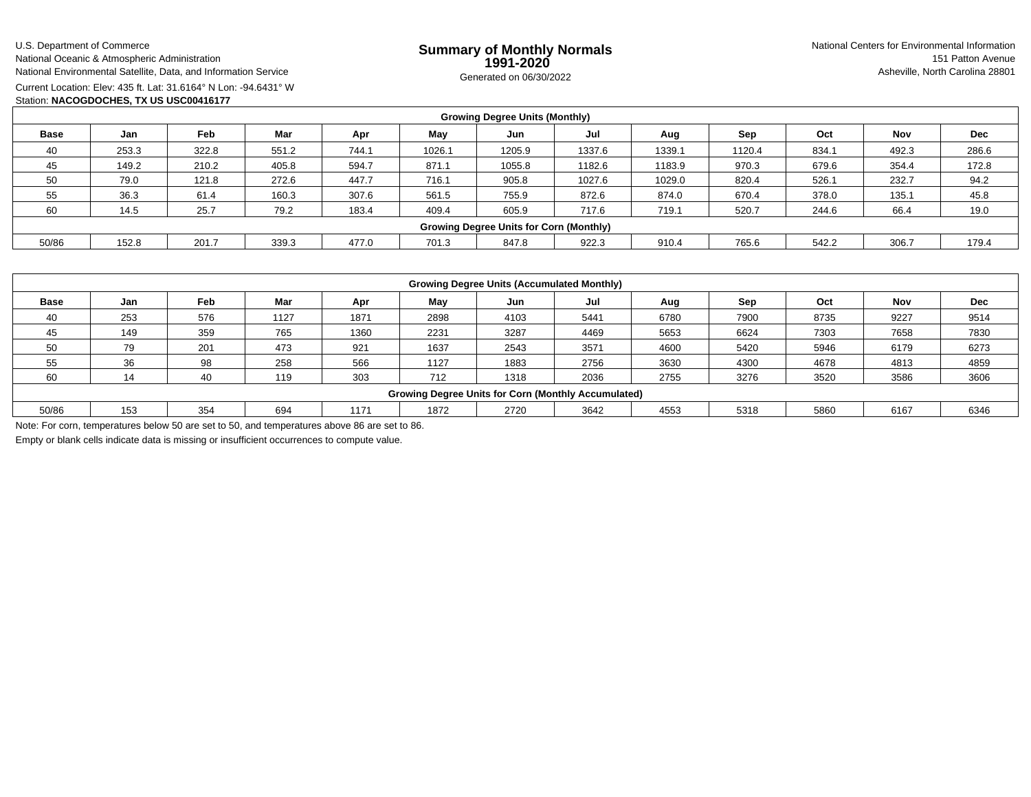U.S. Department of Commerce
National Oceanic & Atmospheric Administration
National Environmental Satellite, Data, and Information Service

# Summary of Monthly Normals 1991-2020

Generated on 06/30/2022

National Centers for Environmental Information
151 Patton Avenue
Asheville, North Carolina 28801

Current Location: Elev: 435 ft. Lat: 31.6164° N Lon: -94.6431° W
Station: **NACOGDOCHES, TX US USC00416177**

| Growing Degree Units (Monthly) | | | | | | | | | | | | |
|---|---|---|---|---|---|---|---|---|---|---|---|---|
| **Base** | **Jan** | **Feb** | **Mar** | **Apr** | **May** | **Jun** | **Jul** | **Aug** | **Sep** | **Oct** | **Nov** | **Dec** |
| 40 | 253.3 | 322.8 | 551.2 | 744.1 | 1026.1 | 1205.9 | 1337.6 | 1339.1 | 1120.4 | 834.1 | 492.3 | 286.6 |
| 45 | 149.2 | 210.2 | 405.8 | 594.7 | 871.1 | 1055.8 | 1182.6 | 1183.9 | 970.3 | 679.6 | 354.4 | 172.8 |
| 50 | 79.0 | 121.8 | 272.6 | 447.7 | 716.1 | 905.8 | 1027.6 | 1029.0 | 820.4 | 526.1 | 232.7 | 94.2 |
| 55 | 36.3 | 61.4 | 160.3 | 307.6 | 561.5 | 755.9 | 872.6 | 874.0 | 670.4 | 378.0 | 135.1 | 45.8 |
| 60 | 14.5 | 25.7 | 79.2 | 183.4 | 409.4 | 605.9 | 717.6 | 719.1 | 520.7 | 244.6 | 66.4 | 19.0 |
| **Growing Degree Units for Corn (Monthly)** | | | | | | | | | | | | |
| 50/86 | 152.8 | 201.7 | 339.3 | 477.0 | 701.3 | 847.8 | 922.3 | 910.4 | 765.6 | 542.2 | 306.7 | 179.4 |

| Growing Degree Units (Accumulated Monthly) | | | | | | | | | | | | |
|---|---|---|---|---|---|---|---|---|---|---|---|---|
| **Base** | **Jan** | **Feb** | **Mar** | **Apr** | **May** | **Jun** | **Jul** | **Aug** | **Sep** | **Oct** | **Nov** | **Dec** |
| 40 | 253 | 576 | 1127 | 1871 | 2898 | 4103 | 5441 | 6780 | 7900 | 8735 | 9227 | 9514 |
| 45 | 149 | 359 | 765 | 1360 | 2231 | 3287 | 4469 | 5653 | 6624 | 7303 | 7658 | 7830 |
| 50 | 79 | 201 | 473 | 921 | 1637 | 2543 | 3571 | 4600 | 5420 | 5946 | 6179 | 6273 |
| 55 | 36 | 98 | 258 | 566 | 1127 | 1883 | 2756 | 3630 | 4300 | 4678 | 4813 | 4859 |
| 60 | 14 | 40 | 119 | 303 | 712 | 1318 | 2036 | 2755 | 3276 | 3520 | 3586 | 3606 |
| **Growing Degree Units for Corn (Monthly Accumulated)** | | | | | | | | | | | | |
| 50/86 | 153 | 354 | 694 | 1171 | 1872 | 2720 | 3642 | 4553 | 5318 | 5860 | 6167 | 6346 |

Note: For corn, temperatures below 50 are set to 50, and temperatures above 86 are set to 86.

Empty or blank cells indicate data is missing or insufficient occurrences to compute value.